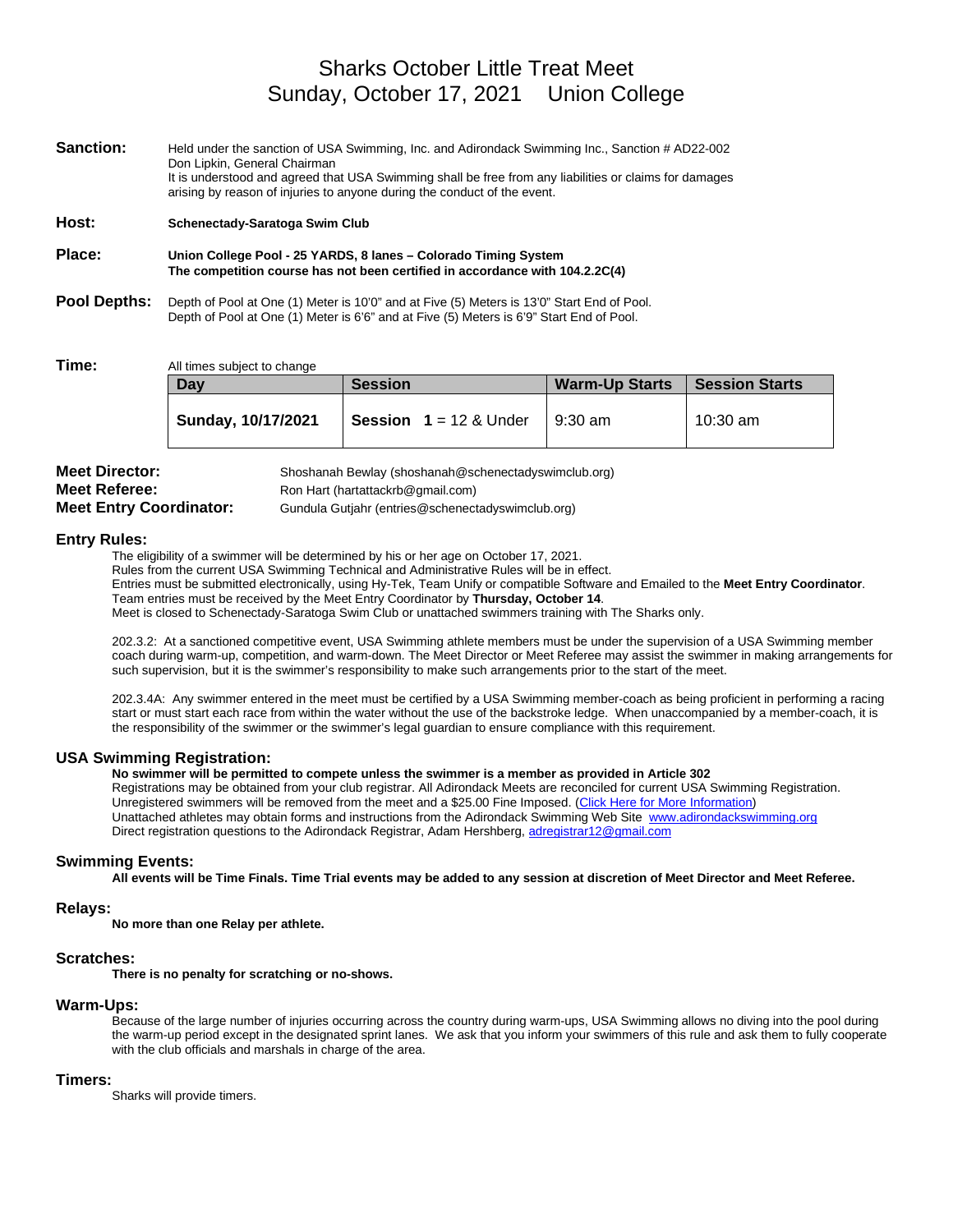# Sharks October Little Treat Meet
## Sunday, October 17, 2021 Union College

**Sanction:** Held under the sanction of USA Swimming, Inc. and Adirondack Swimming Inc., Sanction # AD22-002
Don Lipkin, General Chairman
It is understood and agreed that USA Swimming shall be free from any liabilities or claims for damages arising by reason of injuries to anyone during the conduct of the event.

**Host:** **Schenectady-Saratoga Swim Club**

**Place:** **Union College Pool - 25 YARDS, 8 lanes – Colorado Timing System**
**The competition course has not been certified in accordance with 104.2.2C(4)**

**Pool Depths:** Depth of Pool at One (1) Meter is 10'0" and at Five (5) Meters is 13'0" Start End of Pool.
Depth of Pool at One (1) Meter is 6'6" and at Five (5) Meters is 6'9" Start End of Pool.

**Time:** All times subject to change

| Day | Session | Warm-Up Starts | Session Starts |
|---|---|---|---|
| **Sunday, 10/17/2021** | **Session 1** = 12 & Under | 9:30 am | 10:30 am |

**Meet Director:** Shoshanah Bewlay (shoshanah@schenectadyswimclub.org)
**Meet Referee:** Ron Hart (hartattackrb@gmail.com)
**Meet Entry Coordinator:** Gundula Gutjahr (entries@schenectadyswimclub.org)

### Entry Rules:

The eligibility of a swimmer will be determined by his or her age on October 17, 2021.
Rules from the current USA Swimming Technical and Administrative Rules will be in effect.
Entries must be submitted electronically, using Hy-Tek, Team Unify or compatible Software and Emailed to the **Meet Entry Coordinator**.
Team entries must be received by the Meet Entry Coordinator by **Thursday, October 14**.
Meet is closed to Schenectady-Saratoga Swim Club or unattached swimmers training with The Sharks only.

202.3.2: At a sanctioned competitive event, USA Swimming athlete members must be under the supervision of a USA Swimming member coach during warm-up, competition, and warm-down. The Meet Director or Meet Referee may assist the swimmer in making arrangements for such supervision, but it is the swimmer's responsibility to make such arrangements prior to the start of the meet.

202.3.4A: Any swimmer entered in the meet must be certified by a USA Swimming member-coach as being proficient in performing a racing start or must start each race from within the water without the use of the backstroke ledge. When unaccompanied by a member-coach, it is the responsibility of the swimmer or the swimmer's legal guardian to ensure compliance with this requirement.

### USA Swimming Registration:

**No swimmer will be permitted to compete unless the swimmer is a member as provided in Article 302**
Registrations may be obtained from your club registrar. All Adirondack Meets are reconciled for current USA Swimming Registration.
Unregistered swimmers will be removed from the meet and a $25.00 Fine Imposed. (Click Here for More Information)
Unattached athletes may obtain forms and instructions from the Adirondack Swimming Web Site www.adirondackswimming.org
Direct registration questions to the Adirondack Registrar, Adam Hershberg, adregistrar12@gmail.com

### Swimming Events:

**All events will be Time Finals. Time Trial events may be added to any session at discretion of Meet Director and Meet Referee.**

### Relays:

**No more than one Relay per athlete.**

### Scratches:

**There is no penalty for scratching or no-shows.**

### Warm-Ups:

Because of the large number of injuries occurring across the country during warm-ups, USA Swimming allows no diving into the pool during the warm-up period except in the designated sprint lanes. We ask that you inform your swimmers of this rule and ask them to fully cooperate with the club officials and marshals in charge of the area.

### Timers:

Sharks will provide timers.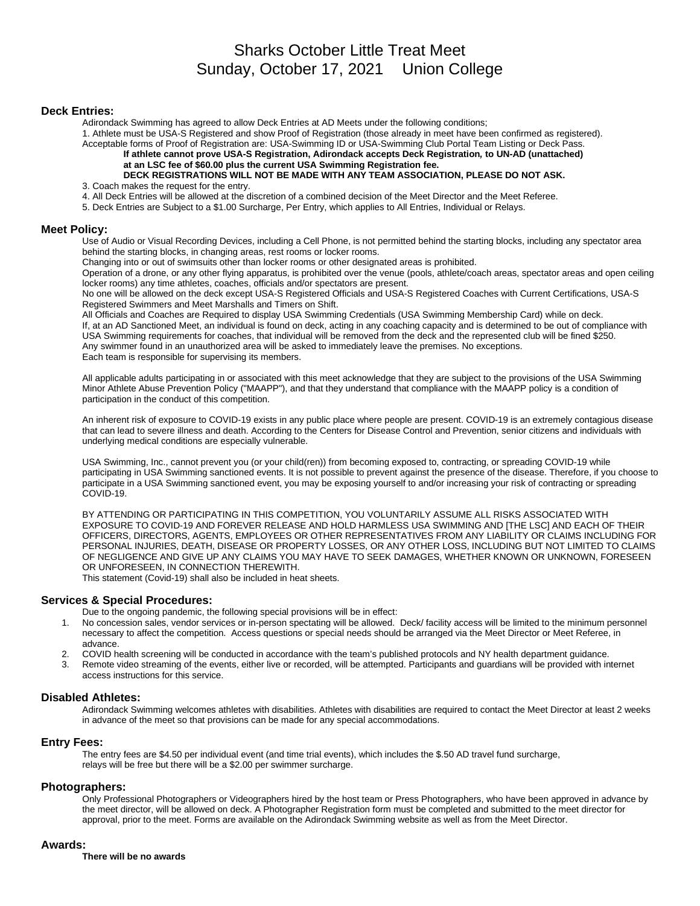# Sharks October Little Treat Meet
# Sunday, October 17, 2021 Union College

## Deck Entries:

Adirondack Swimming has agreed to allow Deck Entries at AD Meets under the following conditions;

1. Athlete must be USA-S Registered and show Proof of Registration (those already in meet have been confirmed as registered). Acceptable forms of Proof of Registration are: USA-Swimming ID or USA-Swimming Club Portal Team Listing or Deck Pass.

   **If athlete cannot prove USA-S Registration, Adirondack accepts Deck Registration, to UN-AD (unattached) at an LSC fee of $60.00 plus the current USA Swimming Registration fee.**

   **DECK REGISTRATIONS WILL NOT BE MADE WITH ANY TEAM ASSOCIATION, PLEASE DO NOT ASK.**

3. Coach makes the request for the entry.
4. All Deck Entries will be allowed at the discretion of a combined decision of the Meet Director and the Meet Referee.
5. Deck Entries are Subject to a $1.00 Surcharge, Per Entry, which applies to All Entries, Individual or Relays.

## Meet Policy:

Use of Audio or Visual Recording Devices, including a Cell Phone, is not permitted behind the starting blocks, including any spectator area behind the starting blocks, in changing areas, rest rooms or locker rooms.

Changing into or out of swimsuits other than locker rooms or other designated areas is prohibited.

Operation of a drone, or any other flying apparatus, is prohibited over the venue (pools, athlete/coach areas, spectator areas and open ceiling locker rooms) any time athletes, coaches, officials and/or spectators are present.

No one will be allowed on the deck except USA-S Registered Officials and USA-S Registered Coaches with Current Certifications, USA-S Registered Swimmers and Meet Marshalls and Timers on Shift.

All Officials and Coaches are Required to display USA Swimming Credentials (USA Swimming Membership Card) while on deck.

If, at an AD Sanctioned Meet, an individual is found on deck, acting in any coaching capacity and is determined to be out of compliance with USA Swimming requirements for coaches, that individual will be removed from the deck and the represented club will be fined $250.

Any swimmer found in an unauthorized area will be asked to immediately leave the premises. No exceptions.

Each team is responsible for supervising its members.

All applicable adults participating in or associated with this meet acknowledge that they are subject to the provisions of the USA Swimming Minor Athlete Abuse Prevention Policy ("MAAPP"), and that they understand that compliance with the MAAPP policy is a condition of participation in the conduct of this competition.

An inherent risk of exposure to COVID-19 exists in any public place where people are present. COVID-19 is an extremely contagious disease that can lead to severe illness and death. According to the Centers for Disease Control and Prevention, senior citizens and individuals with underlying medical conditions are especially vulnerable.

USA Swimming, Inc., cannot prevent you (or your child(ren)) from becoming exposed to, contracting, or spreading COVID-19 while participating in USA Swimming sanctioned events. It is not possible to prevent against the presence of the disease. Therefore, if you choose to participate in a USA Swimming sanctioned event, you may be exposing yourself to and/or increasing your risk of contracting or spreading COVID-19.

BY ATTENDING OR PARTICIPATING IN THIS COMPETITION, YOU VOLUNTARILY ASSUME ALL RISKS ASSOCIATED WITH EXPOSURE TO COVID-19 AND FOREVER RELEASE AND HOLD HARMLESS USA SWIMMING AND [THE LSC] AND EACH OF THEIR OFFICERS, DIRECTORS, AGENTS, EMPLOYEES OR OTHER REPRESENTATIVES FROM ANY LIABILITY OR CLAIMS INCLUDING FOR PERSONAL INJURIES, DEATH, DISEASE OR PROPERTY LOSSES, OR ANY OTHER LOSS, INCLUDING BUT NOT LIMITED TO CLAIMS OF NEGLIGENCE AND GIVE UP ANY CLAIMS YOU MAY HAVE TO SEEK DAMAGES, WHETHER KNOWN OR UNKNOWN, FORESEEN OR UNFORESEEN, IN CONNECTION THEREWITH.

This statement (Covid-19) shall also be included in heat sheets.

## Services & Special Procedures:

Due to the ongoing pandemic, the following special provisions will be in effect:

1. No concession sales, vendor services or in-person spectating will be allowed. Deck/ facility access will be limited to the minimum personnel necessary to affect the competition. Access questions or special needs should be arranged via the Meet Director or Meet Referee, in advance.
2. COVID health screening will be conducted in accordance with the team's published protocols and NY health department guidance.
3. Remote video streaming of the events, either live or recorded, will be attempted. Participants and guardians will be provided with internet access instructions for this service.

## Disabled Athletes:

Adirondack Swimming welcomes athletes with disabilities. Athletes with disabilities are required to contact the Meet Director at least 2 weeks in advance of the meet so that provisions can be made for any special accommodations.

## Entry Fees:

The entry fees are $4.50 per individual event (and time trial events), which includes the $.50 AD travel fund surcharge, relays will be free but there will be a $2.00 per swimmer surcharge.

## Photographers:

Only Professional Photographers or Videographers hired by the host team or Press Photographers, who have been approved in advance by the meet director, will be allowed on deck. A Photographer Registration form must be completed and submitted to the meet director for approval, prior to the meet. Forms are available on the Adirondack Swimming website as well as from the Meet Director.

## Awards:

**There will be no awards**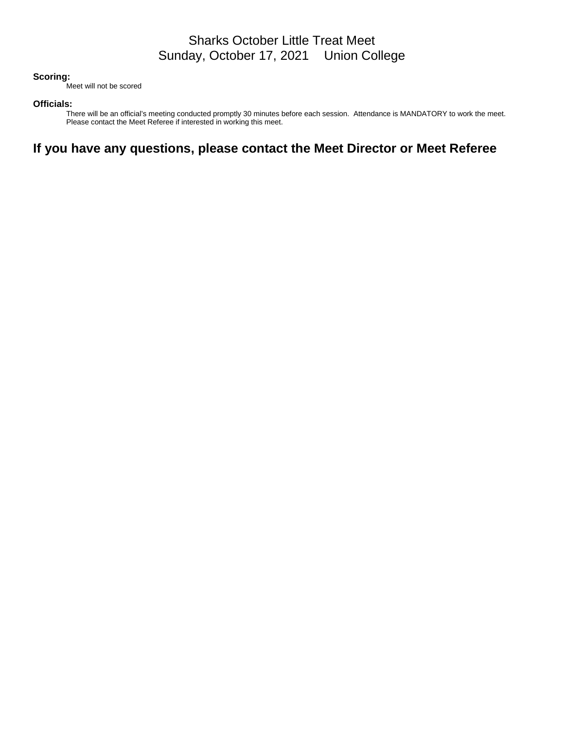Sharks October Little Treat Meet
Sunday, October 17, 2021     Union College

**Scoring:**

Meet will not be scored

**Officials:**

There will be an official's meeting conducted promptly 30 minutes before each session.  Attendance is MANDATORY to work the meet.
Please contact the Meet Referee if interested in working this meet.

## If you have any questions, please contact the Meet Director or Meet Referee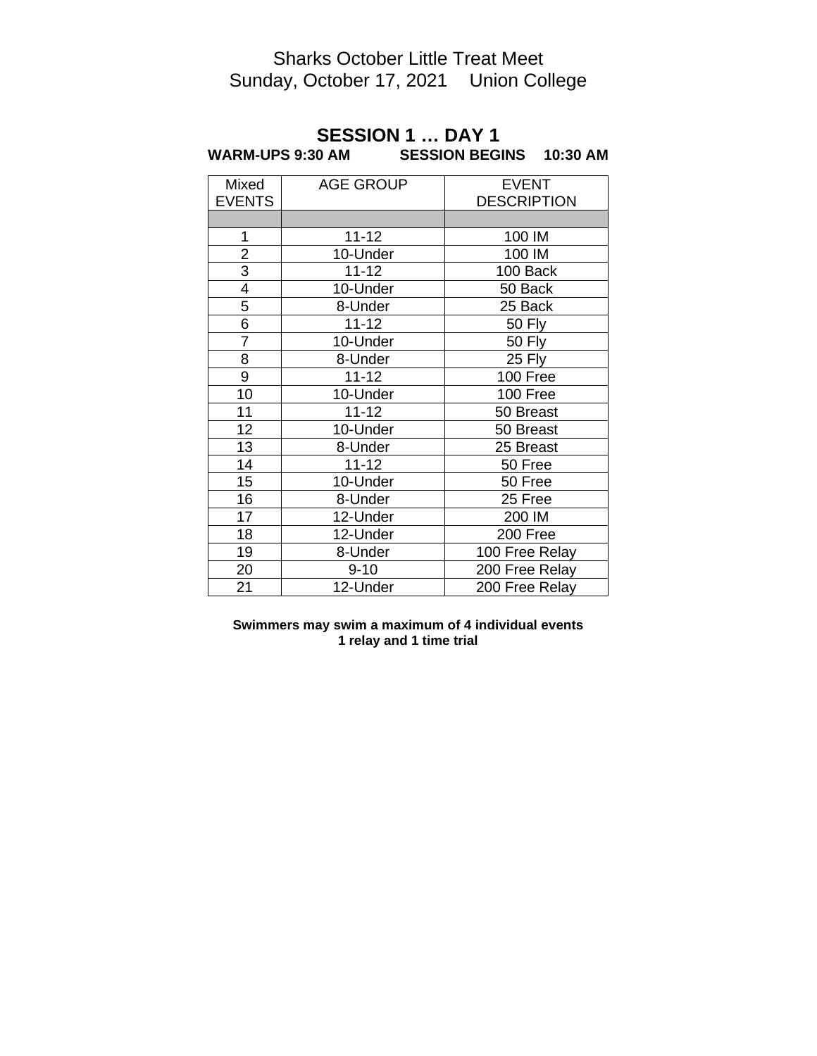Sharks October Little Treat Meet
Sunday, October 17, 2021 Union College

## SESSION 1 … DAY 1

**WARM-UPS 9:30 AM SESSION BEGINS 10:30 AM**

| Mixed EVENTS | AGE GROUP | EVENT DESCRIPTION |
|---|---|---|
| | | |
| 1 | 11-12 | 100 IM |
| 2 | 10-Under | 100 IM |
| 3 | 11-12 | 100 Back |
| 4 | 10-Under | 50 Back |
| 5 | 8-Under | 25 Back |
| 6 | 11-12 | 50 Fly |
| 7 | 10-Under | 50 Fly |
| 8 | 8-Under | 25 Fly |
| 9 | 11-12 | 100 Free |
| 10 | 10-Under | 100 Free |
| 11 | 11-12 | 50 Breast |
| 12 | 10-Under | 50 Breast |
| 13 | 8-Under | 25 Breast |
| 14 | 11-12 | 50 Free |
| 15 | 10-Under | 50 Free |
| 16 | 8-Under | 25 Free |
| 17 | 12-Under | 200 IM |
| 18 | 12-Under | 200 Free |
| 19 | 8-Under | 100 Free Relay |
| 20 | 9-10 | 200 Free Relay |
| 21 | 12-Under | 200 Free Relay |

**Swimmers may swim a maximum of 4 individual events**
**1 relay and 1 time trial**